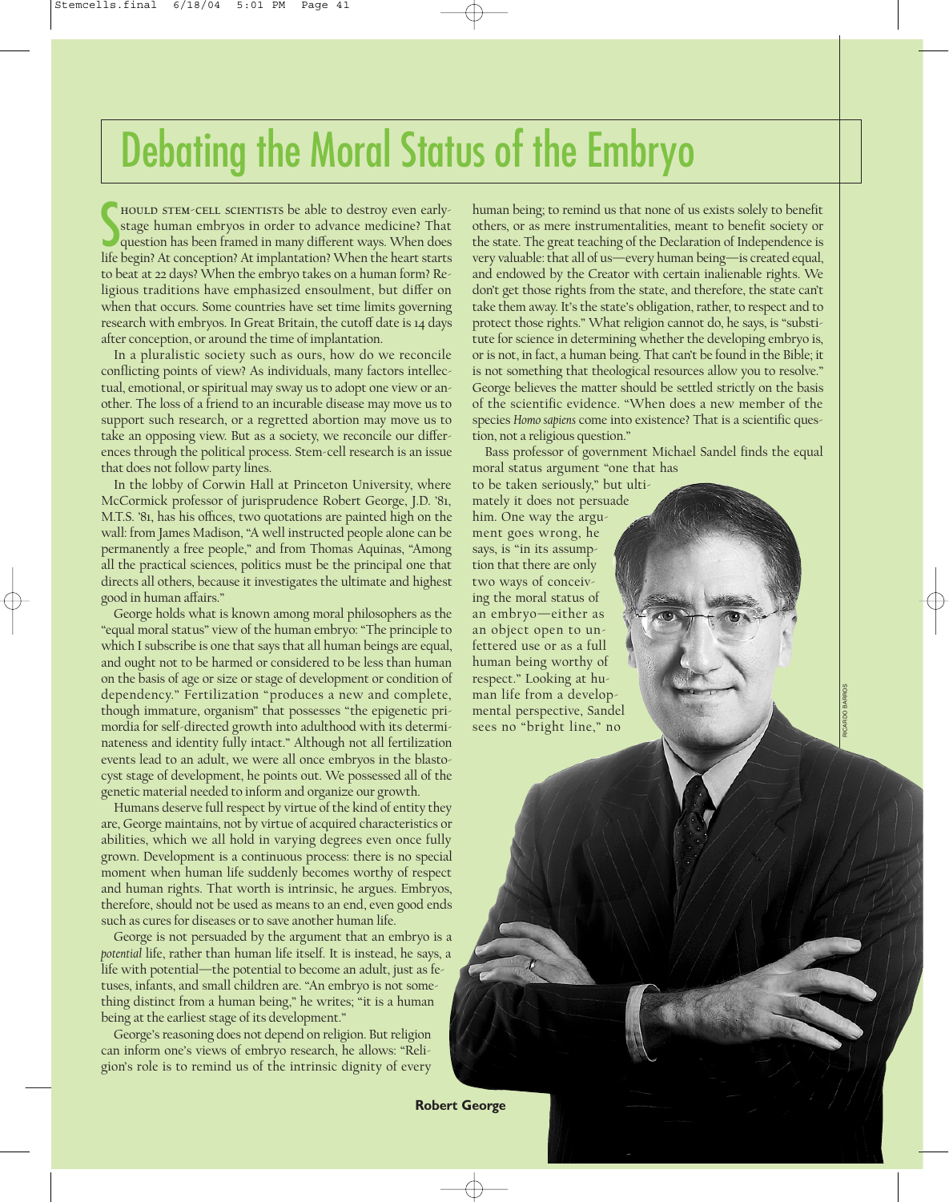# Debating the Moral Status of the Embryo

Should stem-cell scientists be able to destroy even early-stage human embryos in order to advance medicine? That question has been framed in many different ways. When does life begin? At conception? At implantation? When the heart starts to beat at 22 days? When the embryo takes on a human form? Religious traditions have emphasized ensoulment, but differ on when that occurs. Some countries have set time limits governing research with embryos. In Great Britain, the cutoff date is 14 days after conception, or around the time of implantation.

In a pluralistic society such as ours, how do we reconcile conflicting points of view? As individuals, many factors intellectual, emotional, or spiritual may sway us to adopt one view or another. The loss of a friend to an incurable disease may move us to support such research, or a regretted abortion may move us to take an opposing view. But as a society, we reconcile our differences through the political process. Stem-cell research is an issue that does not follow party lines.

In the lobby of Corwin Hall at Princeton University, where McCormick professor of jurisprudence Robert George, J.D. '81, M.T.S. '81, has his offices, two quotations are painted high on the wall: from James Madison, "A well instructed people alone can be permanently a free people," and from Thomas Aquinas, "Among all the practical sciences, politics must be the principal one that directs all others, because it investigates the ultimate and highest good in human affairs."

George holds what is known among moral philosophers as the "equal moral status" view of the human embryo: "The principle to which I subscribe is one that says that all human beings are equal, and ought not to be harmed or considered to be less than human on the basis of age or size or stage of development or condition of dependency." Fertilization "produces a new and complete, though immature, organism" that possesses "the epigenetic primordia for self-directed growth into adulthood with its determinateness and identity fully intact." Although not all fertilization events lead to an adult, we were all once embryos in the blastocyst stage of development, he points out. We possessed all of the genetic material needed to inform and organize our growth.

Humans deserve full respect by virtue of the kind of entity they are, George maintains, not by virtue of acquired characteristics or abilities, which we all hold in varying degrees even once fully grown. Development is a continuous process: there is no special moment when human life suddenly becomes worthy of respect and human rights. That worth is intrinsic, he argues. Embryos, therefore, should not be used as means to an end, even good ends such as cures for diseases or to save another human life.

George is not persuaded by the argument that an embryo is a *potential* life, rather than human life itself. It is instead, he says, a life with potential—the potential to become an adult, just as fetuses, infants, and small children are. "An embryo is not something distinct from a human being," he writes; "it is a human being at the earliest stage of its development."

George's reasoning does not depend on religion. But religion can inform one's views of embryo research, he allows: "Religion's role is to remind us of the intrinsic dignity of every human being; to remind us that none of us exists solely to benefit others, or as mere instrumentalities, meant to benefit society or the state. The great teaching of the Declaration of Independence is very valuable: that all of us—every human being—is created equal, and endowed by the Creator with certain inalienable rights. We don't get those rights from the state, and therefore, the state can't take them away. It's the state's obligation, rather, to respect and to protect those rights." What religion cannot do, he says, is "substitute for science in determining whether the developing embryo is, or is not, in fact, a human being. That can't be found in the Bible; it is not something that theological resources allow you to resolve." George believes the matter should be settled strictly on the basis of the scientific evidence. "When does a new member of the species *Homo sapiens* come into existence? That is a scientific question, not a religious question."

Bass professor of government Michael Sandel finds the equal moral status argument "one that has to be taken seriously," but ultimately it does not persuade him. One way the argument goes wrong, he says, is "in its assumption that there are only two ways of conceiving the moral status of an embryo—either as an object open to unfettered use or as a full human being worthy of respect." Looking at human life from a developmental perspective, Sandel sees no "bright line," no

RICARDO BARROS

**Robert George**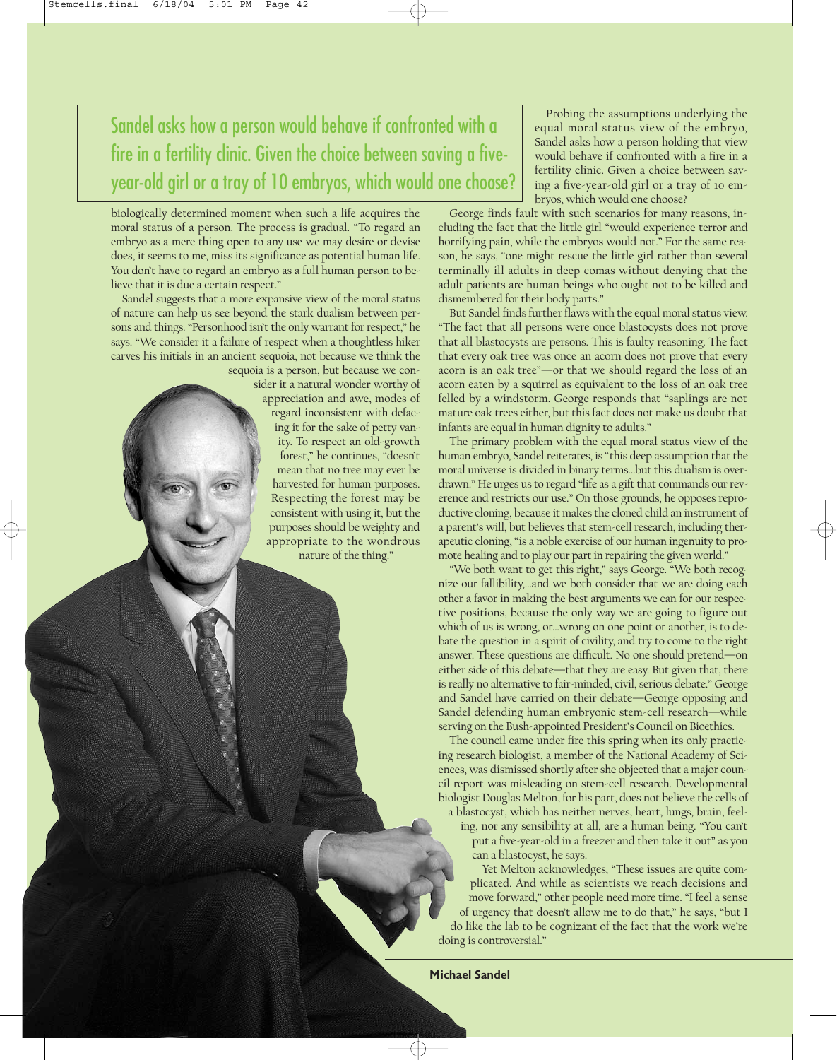> Sandel asks how a person would behave if confronted with a fire in a fertility clinic. Given the choice between saving a five-year-old girl or a tray of 10 embryos, which would one choose?

biologically determined moment when such a life acquires the moral status of a person. The process is gradual. "To regard an embryo as a mere thing open to any use we may desire or devise does, it seems to me, miss its significance as potential human life. You don't have to regard an embryo as a full human person to believe that it is due a certain respect."

Sandel suggests that a more expansive view of the moral status of nature can help us see beyond the stark dualism between persons and things. "Personhood isn't the only warrant for respect," he says. "We consider it a failure of respect when a thoughtless hiker carves his initials in an ancient sequoia, not because we think the sequoia is a person, but because we consider it a natural wonder worthy of appreciation and awe, modes of regard inconsistent with defacing it for the sake of petty vanity. To respect an old-growth forest," he continues, "doesn't mean that no tree may ever be harvested for human purposes. Respecting the forest may be consistent with using it, but the purposes should be weighty and appropriate to the wondrous nature of the thing."

Probing the assumptions underlying the equal moral status view of the embryo, Sandel asks how a person holding that view would behave if confronted with a fire in a fertility clinic. Given a choice between saving a five-year-old girl or a tray of 10 embryos, which would one choose?

George finds fault with such scenarios for many reasons, including the fact that the little girl "would experience terror and horrifying pain, while the embryos would not." For the same reason, he says, "one might rescue the little girl rather than several terminally ill adults in deep comas without denying that the adult patients are human beings who ought not to be killed and dismembered for their body parts."

But Sandel finds further flaws with the equal moral status view. "The fact that all persons were once blastocysts does not prove that all blastocysts are persons. This is faulty reasoning. The fact that every oak tree was once an acorn does not prove that every acorn is an oak tree"—or that we should regard the loss of an acorn eaten by a squirrel as equivalent to the loss of an oak tree felled by a windstorm. George responds that "saplings are not mature oak trees either, but this fact does not make us doubt that infants are equal in human dignity to adults."

The primary problem with the equal moral status view of the human embryo, Sandel reiterates, is "this deep assumption that the moral universe is divided in binary terms...but this dualism is overdrawn." He urges us to regard "life as a gift that commands our reverence and restricts our use." On those grounds, he opposes reproductive cloning, because it makes the cloned child an instrument of a parent's will, but believes that stem-cell research, including therapeutic cloning, "is a noble exercise of our human ingenuity to promote healing and to play our part in repairing the given world."

"We both want to get this right," says George. "We both recognize our fallibility,...and we both consider that we are doing each other a favor in making the best arguments we can for our respective positions, because the only way we are going to figure out which of us is wrong, or...wrong on one point or another, is to debate the question in a spirit of civility, and try to come to the right answer. These questions are difficult. No one should pretend—on either side of this debate—that they are easy. But given that, there is really no alternative to fair-minded, civil, serious debate." George and Sandel have carried on their debate—George opposing and Sandel defending human embryonic stem-cell research—while serving on the Bush-appointed President's Council on Bioethics.

The council came under fire this spring when its only practicing research biologist, a member of the National Academy of Sciences, was dismissed shortly after she objected that a major council report was misleading on stem-cell research. Developmental biologist Douglas Melton, for his part, does not believe the cells of a blastocyst, which has neither nerves, heart, lungs, brain, feeling, nor any sensibility at all, are a human being. "You can't put a five-year-old in a freezer and then take it out" as you can a blastocyst, he says.

Yet Melton acknowledges, "These issues are quite complicated. And while as scientists we reach decisions and move forward," other people need more time. "I feel a sense of urgency that doesn't allow me to do that," he says, "but I do like the lab to be cognizant of the fact that the work we're doing is controversial."

**Michael Sandel**